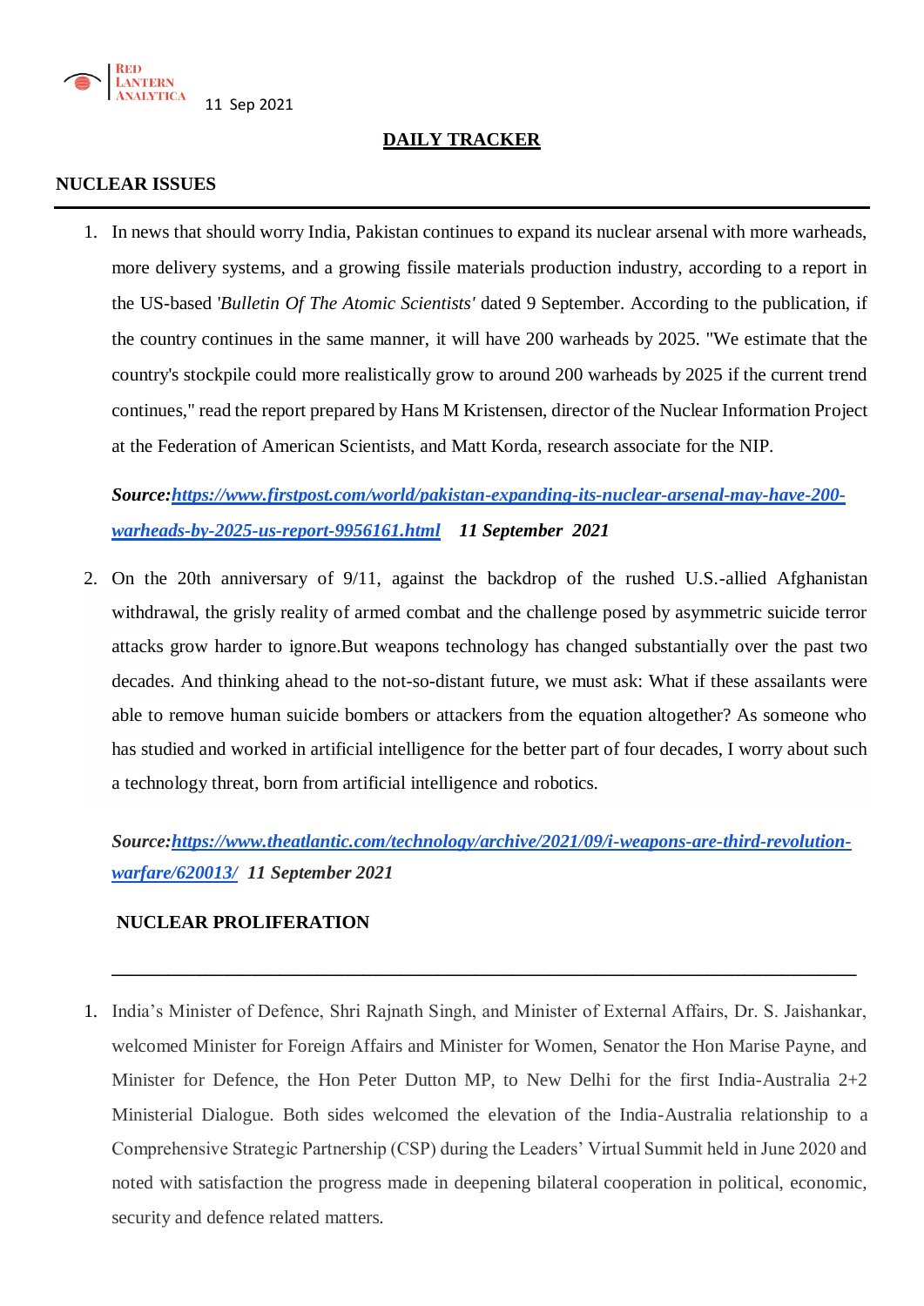RED LANTERN ANALYTICA 11 Sep 2021

# DAILY TRACKER

## NUCLEAR ISSUES

1. In news that should worry India, Pakistan continues to expand its nuclear arsenal with more warheads, more delivery systems, and a growing fissile materials production industry, according to a report in the US-based '*Bulletin Of The Atomic Scientists*' dated 9 September. According to the publication, if the country continues in the same manner, it will have 200 warheads by 2025. "We estimate that the country's stockpile could more realistically grow to around 200 warheads by 2025 if the current trend continues," read the report prepared by Hans M Kristensen, director of the Nuclear Information Project at the Federation of American Scientists, and Matt Korda, research associate for the NIP.

   ***Source:*** ***[https://www.firstpost.com/world/pakistan-expanding-its-nuclear-arsenal-may-have-200-warheads-by-2025-us-report-9956161.html](https://www.firstpost.com/world/pakistan-expanding-its-nuclear-arsenal-may-have-200-warheads-by-2025-us-report-9956161.html)*** ***11 September 2021***

2. On the 20th anniversary of 9/11, against the backdrop of the rushed U.S.-allied Afghanistan withdrawal, the grisly reality of armed combat and the challenge posed by asymmetric suicide terror attacks grow harder to ignore.But weapons technology has changed substantially over the past two decades. And thinking ahead to the not-so-distant future, we must ask: What if these assailants were able to remove human suicide bombers or attackers from the equation altogether? As someone who has studied and worked in artificial intelligence for the better part of four decades, I worry about such a technology threat, born from artificial intelligence and robotics.

   ***Source:*** ***[https://www.theatlantic.com/technology/archive/2021/09/i-weapons-are-third-revolution-warfare/620013/](https://www.theatlantic.com/technology/archive/2021/09/i-weapons-are-third-revolution-warfare/620013/)*** ***11 September 2021***

## NUCLEAR PROLIFERATION

1. India's Minister of Defence, Shri Rajnath Singh, and Minister of External Affairs, Dr. S. Jaishankar, welcomed Minister for Foreign Affairs and Minister for Women, Senator the Hon Marise Payne, and Minister for Defence, the Hon Peter Dutton MP, to New Delhi for the first India-Australia 2+2 Ministerial Dialogue. Both sides welcomed the elevation of the India-Australia relationship to a Comprehensive Strategic Partnership (CSP) during the Leaders' Virtual Summit held in June 2020 and noted with satisfaction the progress made in deepening bilateral cooperation in political, economic, security and defence related matters.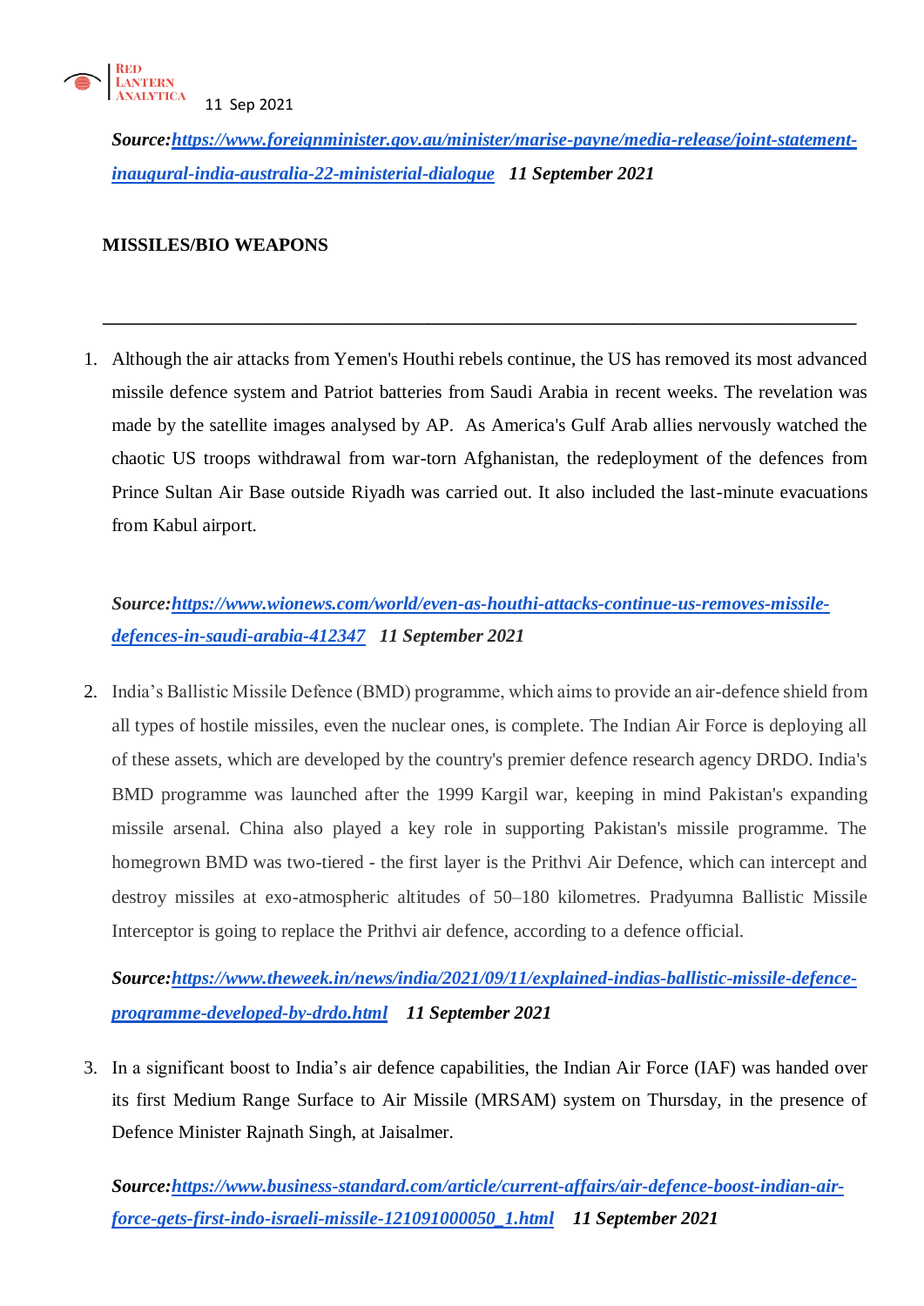***Source:**[https://www.foreignminister.gov.au/minister/marise-payne/media-release/joint-statement-inaugural-india-australia-22-ministerial-dialogue](https://www.foreignminister.gov.au/minister/marise-payne/media-release/joint-statement-inaugural-india-australia-22-ministerial-dialogue) **11 September 2021***

**MISSILES/BIO WEAPONS**

---

1. Although the air attacks from Yemen's Houthi rebels continue, the US has removed its most advanced missile defence system and Patriot batteries from Saudi Arabia in recent weeks. The revelation was made by the satellite images analysed by AP. As America's Gulf Arab allies nervously watched the chaotic US troops withdrawal from war-torn Afghanistan, the redeployment of the defences from Prince Sultan Air Base outside Riyadh was carried out. It also included the last-minute evacuations from Kabul airport.

   ***Source:**[https://www.wionews.com/world/even-as-houthi-attacks-continue-us-removes-missile-defences-in-saudi-arabia-412347](https://www.wionews.com/world/even-as-houthi-attacks-continue-us-removes-missile-defences-in-saudi-arabia-412347) **11 September 2021***

2. India's Ballistic Missile Defence (BMD) programme, which aims to provide an air-defence shield from all types of hostile missiles, even the nuclear ones, is complete. The Indian Air Force is deploying all of these assets, which are developed by the country's premier defence research agency DRDO. India's BMD programme was launched after the 1999 Kargil war, keeping in mind Pakistan's expanding missile arsenal. China also played a key role in supporting Pakistan's missile programme. The homegrown BMD was two-tiered - the first layer is the Prithvi Air Defence, which can intercept and destroy missiles at exo-atmospheric altitudes of 50–180 kilometres. Pradyumna Ballistic Missile Interceptor is going to replace the Prithvi air defence, according to a defence official.

   ***Source:**[https://www.theweek.in/news/india/2021/09/11/explained-indias-ballistic-missile-defence-programme-developed-by-drdo.html](https://www.theweek.in/news/india/2021/09/11/explained-indias-ballistic-missile-defence-programme-developed-by-drdo.html) **11 September 2021***

3. In a significant boost to India's air defence capabilities, the Indian Air Force (IAF) was handed over its first Medium Range Surface to Air Missile (MRSAM) system on Thursday, in the presence of Defence Minister Rajnath Singh, at Jaisalmer.

   ***Source:**[https://www.business-standard.com/article/current-affairs/air-defence-boost-indian-air-force-gets-first-indo-israeli-missile-121091000050_1.html](https://www.business-standard.com/article/current-affairs/air-defence-boost-indian-air-force-gets-first-indo-israeli-missile-121091000050_1.html) **11 September 2021***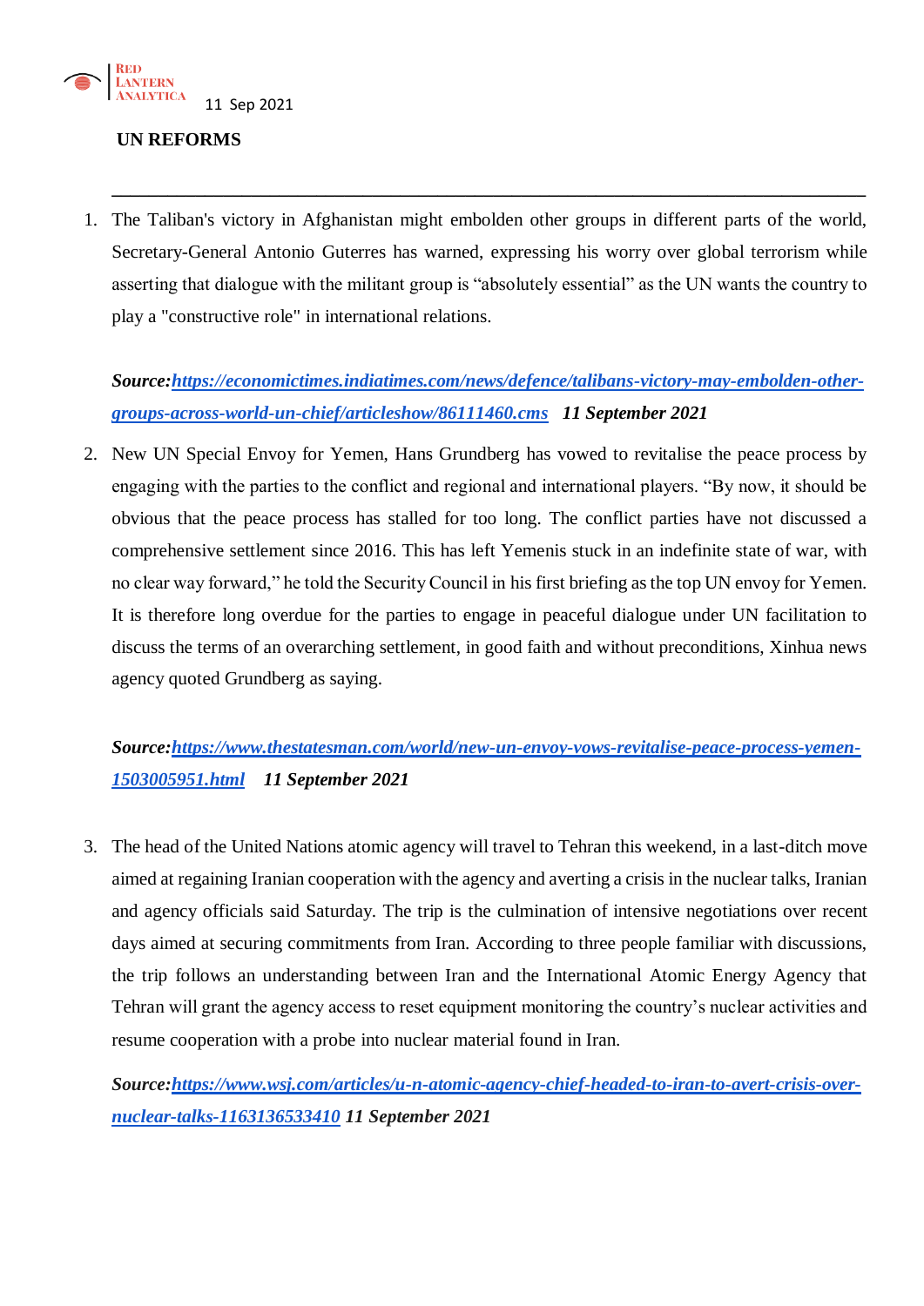11 Sep 2021

**UN REFORMS**

---

1. The Taliban's victory in Afghanistan might embolden other groups in different parts of the world, Secretary-General Antonio Guterres has warned, expressing his worry over global terrorism while asserting that dialogue with the militant group is "absolutely essential" as the UN wants the country to play a "constructive role" in international relations.

   ***Source:[https://economictimes.indiatimes.com/news/defence/talibans-victory-may-embolden-other-groups-across-world-un-chief/articleshow/86111460.cms](https://economictimes.indiatimes.com/news/defence/talibans-victory-may-embolden-other-groups-across-world-un-chief/articleshow/86111460.cms) 11 September 2021***

2. New UN Special Envoy for Yemen, Hans Grundberg has vowed to revitalise the peace process by engaging with the parties to the conflict and regional and international players. "By now, it should be obvious that the peace process has stalled for too long. The conflict parties have not discussed a comprehensive settlement since 2016. This has left Yemenis stuck in an indefinite state of war, with no clear way forward," he told the Security Council in his first briefing as the top UN envoy for Yemen. It is therefore long overdue for the parties to engage in peaceful dialogue under UN facilitation to discuss the terms of an overarching settlement, in good faith and without preconditions, Xinhua news agency quoted Grundberg as saying.

   ***Source:[https://www.thestatesman.com/world/new-un-envoy-vows-revitalise-peace-process-yemen-1503005951.html](https://www.thestatesman.com/world/new-un-envoy-vows-revitalise-peace-process-yemen-1503005951.html) 11 September 2021***

3. The head of the United Nations atomic agency will travel to Tehran this weekend, in a last-ditch move aimed at regaining Iranian cooperation with the agency and averting a crisis in the nuclear talks, Iranian and agency officials said Saturday. The trip is the culmination of intensive negotiations over recent days aimed at securing commitments from Iran. According to three people familiar with discussions, the trip follows an understanding between Iran and the International Atomic Energy Agency that Tehran will grant the agency access to reset equipment monitoring the country's nuclear activities and resume cooperation with a probe into nuclear material found in Iran.

   ***Source:[https://www.wsj.com/articles/u-n-atomic-agency-chief-headed-to-iran-to-avert-crisis-over-nuclear-talks-11631365334](https://www.wsj.com/articles/u-n-atomic-agency-chief-headed-to-iran-to-avert-crisis-over-nuclear-talks-11631365334)10 11 September 2021***